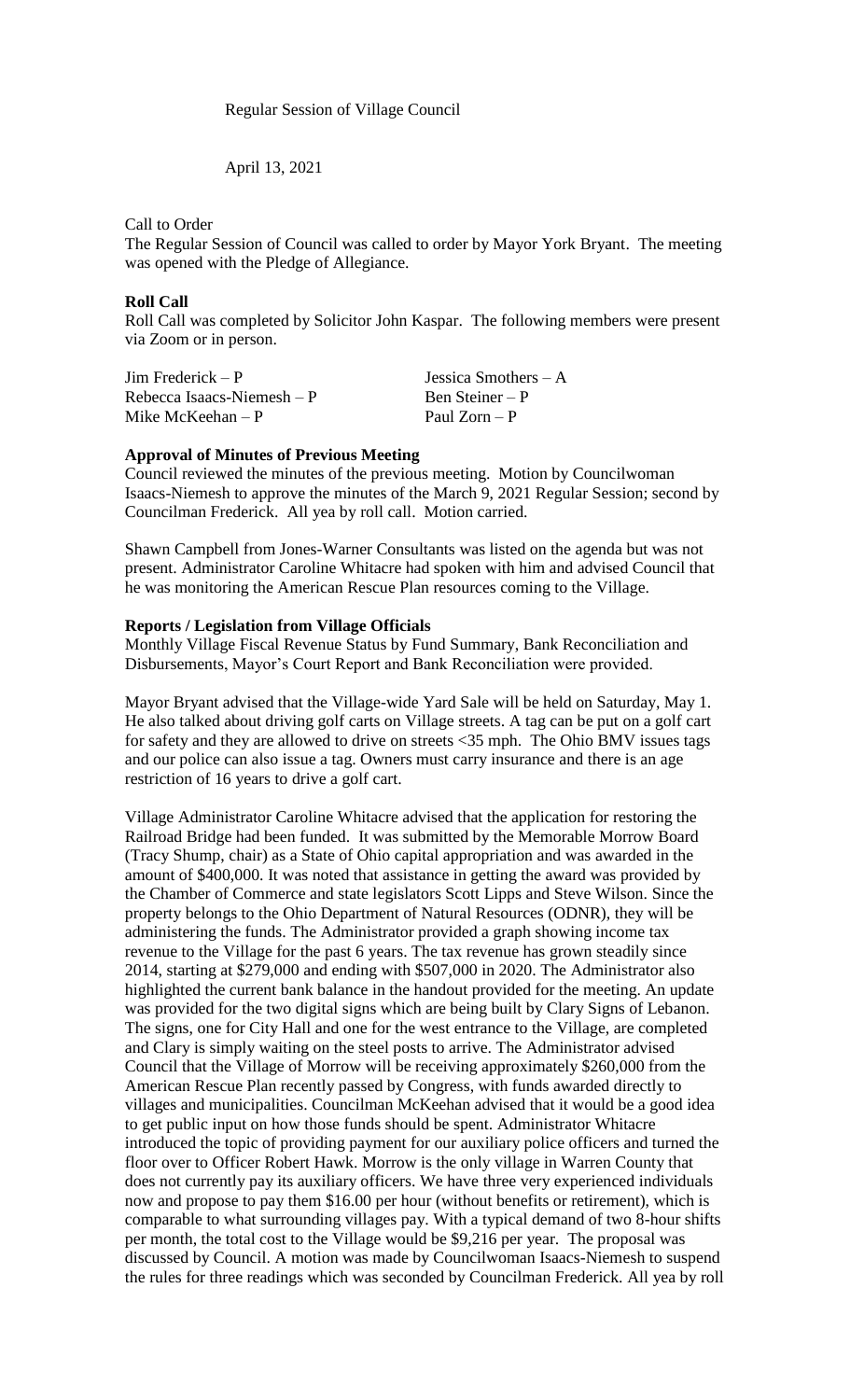Regular Session of Village Council

April 13, 2021

Call to Order

The Regular Session of Council was called to order by Mayor York Bryant. The meeting was opened with the Pledge of Allegiance.

**Roll Call**

Roll Call was completed by Solicitor John Kaspar. The following members were present via Zoom or in person.

| | |
|---|---|
| Jim Frederick – P | Jessica Smothers – A |
| Rebecca Isaacs-Niemesh – P | Ben Steiner – P |
| Mike McKeehan – P | Paul Zorn – P |

**Approval of Minutes of Previous Meeting**

Council reviewed the minutes of the previous meeting. Motion by Councilwoman Isaacs-Niemesh to approve the minutes of the March 9, 2021 Regular Session; second by Councilman Frederick. All yea by roll call. Motion carried.

Shawn Campbell from Jones-Warner Consultants was listed on the agenda but was not present. Administrator Caroline Whitacre had spoken with him and advised Council that he was monitoring the American Rescue Plan resources coming to the Village.

**Reports / Legislation from Village Officials**

Monthly Village Fiscal Revenue Status by Fund Summary, Bank Reconciliation and Disbursements, Mayor's Court Report and Bank Reconciliation were provided.

Mayor Bryant advised that the Village-wide Yard Sale will be held on Saturday, May 1. He also talked about driving golf carts on Village streets. A tag can be put on a golf cart for safety and they are allowed to drive on streets <35 mph. The Ohio BMV issues tags and our police can also issue a tag. Owners must carry insurance and there is an age restriction of 16 years to drive a golf cart.

Village Administrator Caroline Whitacre advised that the application for restoring the Railroad Bridge had been funded. It was submitted by the Memorable Morrow Board (Tracy Shump, chair) as a State of Ohio capital appropriation and was awarded in the amount of $400,000. It was noted that assistance in getting the award was provided by the Chamber of Commerce and state legislators Scott Lipps and Steve Wilson. Since the property belongs to the Ohio Department of Natural Resources (ODNR), they will be administering the funds. The Administrator provided a graph showing income tax revenue to the Village for the past 6 years. The tax revenue has grown steadily since 2014, starting at $279,000 and ending with $507,000 in 2020. The Administrator also highlighted the current bank balance in the handout provided for the meeting. An update was provided for the two digital signs which are being built by Clary Signs of Lebanon. The signs, one for City Hall and one for the west entrance to the Village, are completed and Clary is simply waiting on the steel posts to arrive. The Administrator advised Council that the Village of Morrow will be receiving approximately $260,000 from the American Rescue Plan recently passed by Congress, with funds awarded directly to villages and municipalities. Councilman McKeehan advised that it would be a good idea to get public input on how those funds should be spent. Administrator Whitacre introduced the topic of providing payment for our auxiliary police officers and turned the floor over to Officer Robert Hawk. Morrow is the only village in Warren County that does not currently pay its auxiliary officers. We have three very experienced individuals now and propose to pay them $16.00 per hour (without benefits or retirement), which is comparable to what surrounding villages pay. With a typical demand of two 8-hour shifts per month, the total cost to the Village would be $9,216 per year. The proposal was discussed by Council. A motion was made by Councilwoman Isaacs-Niemesh to suspend the rules for three readings which was seconded by Councilman Frederick. All yea by roll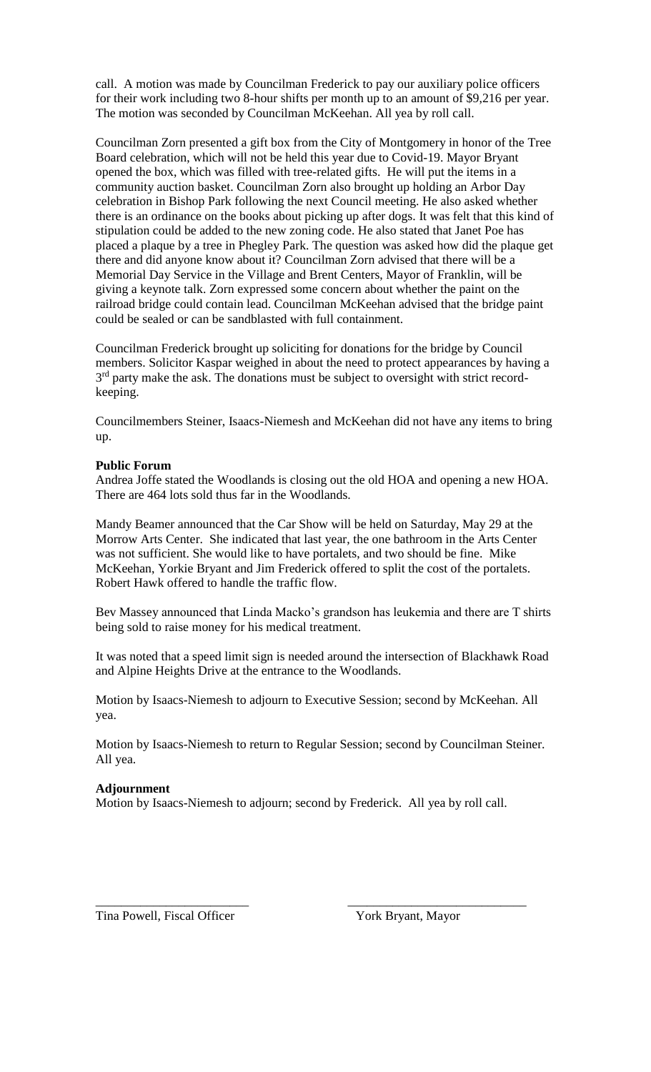call. A motion was made by Councilman Frederick to pay our auxiliary police officers for their work including two 8-hour shifts per month up to an amount of $9,216 per year. The motion was seconded by Councilman McKeehan. All yea by roll call.

Councilman Zorn presented a gift box from the City of Montgomery in honor of the Tree Board celebration, which will not be held this year due to Covid-19. Mayor Bryant opened the box, which was filled with tree-related gifts. He will put the items in a community auction basket. Councilman Zorn also brought up holding an Arbor Day celebration in Bishop Park following the next Council meeting. He also asked whether there is an ordinance on the books about picking up after dogs. It was felt that this kind of stipulation could be added to the new zoning code. He also stated that Janet Poe has placed a plaque by a tree in Phegley Park. The question was asked how did the plaque get there and did anyone know about it? Councilman Zorn advised that there will be a Memorial Day Service in the Village and Brent Centers, Mayor of Franklin, will be giving a keynote talk. Zorn expressed some concern about whether the paint on the railroad bridge could contain lead. Councilman McKeehan advised that the bridge paint could be sealed or can be sandblasted with full containment.

Councilman Frederick brought up soliciting for donations for the bridge by Council members. Solicitor Kaspar weighed in about the need to protect appearances by having a 3rd party make the ask. The donations must be subject to oversight with strict record-keeping.

Councilmembers Steiner, Isaacs-Niemesh and McKeehan did not have any items to bring up.

**Public Forum**

Andrea Joffe stated the Woodlands is closing out the old HOA and opening a new HOA. There are 464 lots sold thus far in the Woodlands.

Mandy Beamer announced that the Car Show will be held on Saturday, May 29 at the Morrow Arts Center. She indicated that last year, the one bathroom in the Arts Center was not sufficient. She would like to have portalets, and two should be fine. Mike McKeehan, Yorkie Bryant and Jim Frederick offered to split the cost of the portalets. Robert Hawk offered to handle the traffic flow.

Bev Massey announced that Linda Macko's grandson has leukemia and there are T shirts being sold to raise money for his medical treatment.

It was noted that a speed limit sign is needed around the intersection of Blackhawk Road and Alpine Heights Drive at the entrance to the Woodlands.

Motion by Isaacs-Niemesh to adjourn to Executive Session; second by McKeehan. All yea.

Motion by Isaacs-Niemesh to return to Regular Session; second by Councilman Steiner. All yea.

**Adjournment**

Motion by Isaacs-Niemesh to adjourn; second by Frederick. All yea by roll call.

\_\_\_\_\_\_\_\_\_\_\_\_\_\_\_\_\_\_\_\_\_\_\_\_ \_\_\_\_\_\_\_\_\_\_\_\_\_\_\_\_\_\_\_\_\_\_\_\_\_\_\_\_

Tina Powell, Fiscal Officer York Bryant, Mayor